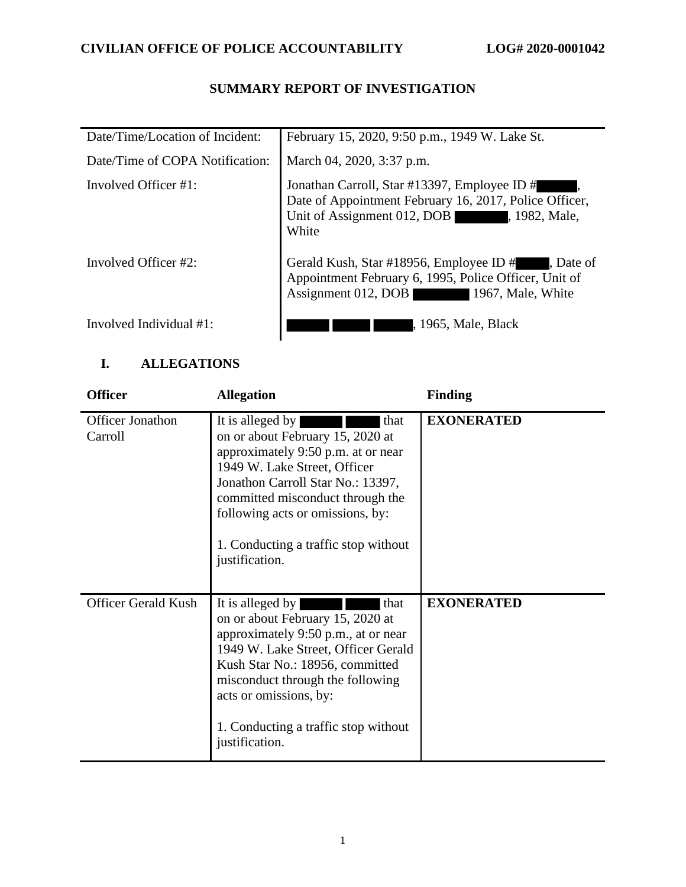**CIVILIAN OFFICE OF POLICE ACCOUNTABILITY** **LOG# 2020-0001042**

## SUMMARY REPORT OF INVESTIGATION

| | |
|---|---|
| Date/Time/Location of Incident: | February 15, 2020, 9:50 p.m., 1949 W. Lake St. |
| Date/Time of COPA Notification: | March 04, 2020, 3:37 p.m. |
| Involved Officer #1: | Jonathan Carroll, Star #13397, Employee ID # ██████, Date of Appointment February 16, 2017, Police Officer, Unit of Assignment 012, DOB ██████, 1982, Male, White |
| Involved Officer #2: | Gerald Kush, Star #18956, Employee ID # █████, Date of Appointment February 6, 1995, Police Officer, Unit of Assignment 012, DOB ██████ 1967, Male, White |
| Involved Individual #1: | ██████ ██████ ██████, 1965, Male, Black |

## I. ALLEGATIONS

| Officer | Allegation | Finding |
|---|---|---|
| Officer Jonathon Carroll | It is alleged by ██████ ██████ that on or about February 15, 2020 at approximately 9:50 p.m. at or near 1949 W. Lake Street, Officer Jonathon Carroll Star No.: 13397, committed misconduct through the following acts or omissions, by:<br><br>1. Conducting a traffic stop without justification. | **EXONERATED** |
| Officer Gerald Kush | It is alleged by ██████ ██████ that on or about February 15, 2020 at approximately 9:50 p.m., at or near 1949 W. Lake Street, Officer Gerald Kush Star No.: 18956, committed misconduct through the following acts or omissions, by:<br><br>1. Conducting a traffic stop without justification. | **EXONERATED** |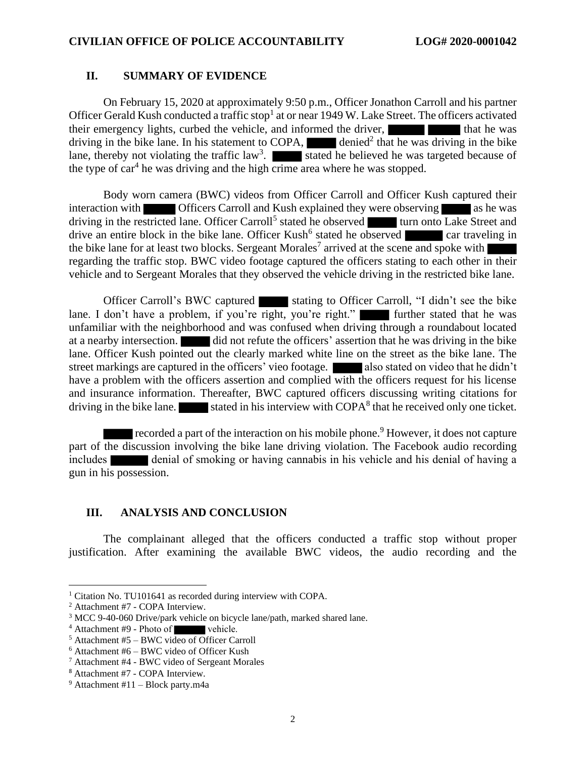## II. SUMMARY OF EVIDENCE

On February 15, 2020 at approximately 9:50 p.m., Officer Jonathon Carroll and his partner Officer Gerald Kush conducted a traffic stop[1] at or near 1949 W. Lake Street. The officers activated their emergency lights, curbed the vehicle, and informed the driver, ████ ████ that he was driving in the bike lane. In his statement to COPA, ████ denied[2] that he was driving in the bike lane, thereby not violating the traffic law[3]. ████ stated he believed he was targeted because of the type of car[4] he was driving and the high crime area where he was stopped.

Body worn camera (BWC) videos from Officer Carroll and Officer Kush captured their interaction with ████ Officers Carroll and Kush explained they were observing ████ as he was driving in the restricted lane. Officer Carroll[5] stated he observed ████ turn onto Lake Street and drive an entire block in the bike lane. Officer Kush[6] stated he observed ████ car traveling in the bike lane for at least two blocks. Sergeant Morales[7] arrived at the scene and spoke with ████ regarding the traffic stop. BWC video footage captured the officers stating to each other in their vehicle and to Sergeant Morales that they observed the vehicle driving in the restricted bike lane.

Officer Carroll's BWC captured ████ stating to Officer Carroll, "I didn't see the bike lane. I don't have a problem, if you're right, you're right." ████ further stated that he was unfamiliar with the neighborhood and was confused when driving through a roundabout located at a nearby intersection. ████ did not refute the officers' assertion that he was driving in the bike lane. Officer Kush pointed out the clearly marked white line on the street as the bike lane. The street markings are captured in the officers' vieo footage. ████ also stated on video that he didn't have a problem with the officers assertion and complied with the officers request for his license and insurance information. Thereafter, BWC captured officers discussing writing citations for driving in the bike lane. ████ stated in his interview with COPA[8] that he received only one ticket.

████ recorded a part of the interaction on his mobile phone.[9] However, it does not capture part of the discussion involving the bike lane driving violation. The Facebook audio recording includes ████ denial of smoking or having cannabis in his vehicle and his denial of having a gun in his possession.

## III. ANALYSIS AND CONCLUSION

The complainant alleged that the officers conducted a traffic stop without proper justification. After examining the available BWC videos, the audio recording and the

---

[1] Citation No. TU101641 as recorded during interview with COPA.

[2] Attachment #7 - COPA Interview.

[3] MCC 9-40-060 Drive/park vehicle on bicycle lane/path, marked shared lane.

[4] Attachment #9 - Photo of ████ vehicle.

[5] Attachment #5 – BWC video of Officer Carroll

[6] Attachment #6 – BWC video of Officer Kush

[7] Attachment #4 - BWC video of Sergeant Morales

[8] Attachment #7 - COPA Interview.

[9] Attachment #11 – Block party.m4a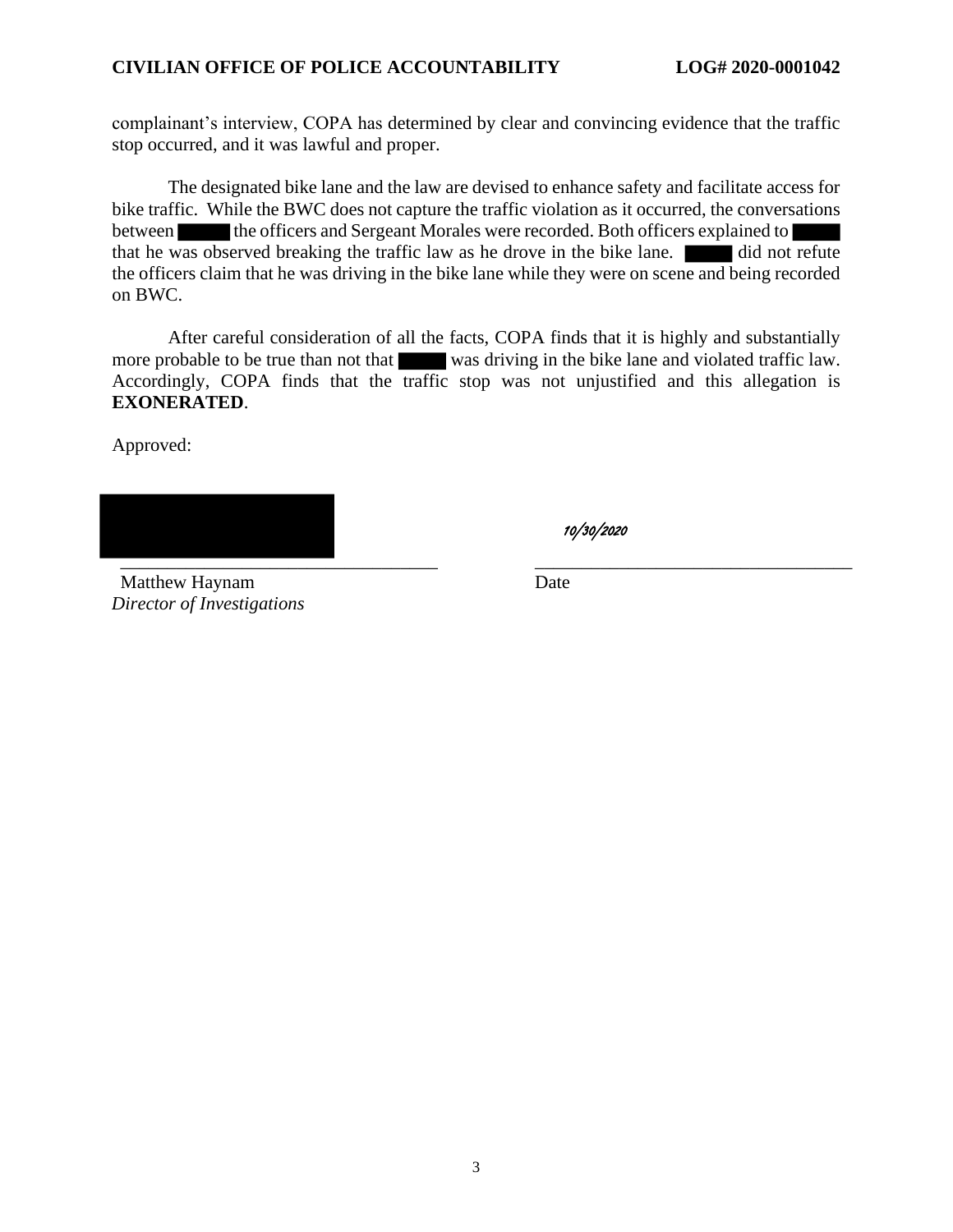complainant's interview, COPA has determined by clear and convincing evidence that the traffic stop occurred, and it was lawful and proper.

The designated bike lane and the law are devised to enhance safety and facilitate access for bike traffic. While the BWC does not capture the traffic violation as it occurred, the conversations between ████ the officers and Sergeant Morales were recorded. Both officers explained to ████ that he was observed breaking the traffic law as he drove in the bike lane. ████ did not refute the officers claim that he was driving in the bike lane while they were on scene and being recorded on BWC.

After careful consideration of all the facts, COPA finds that it is highly and substantially more probable to be true than not that ████ was driving in the bike lane and violated traffic law. Accordingly, COPA finds that the traffic stop was not unjustified and this allegation is **EXONERATED**.

Approved:

████████████████ 10/30/2020

_________________________________ _________________________________

Matthew Haynam Date

*Director of Investigations*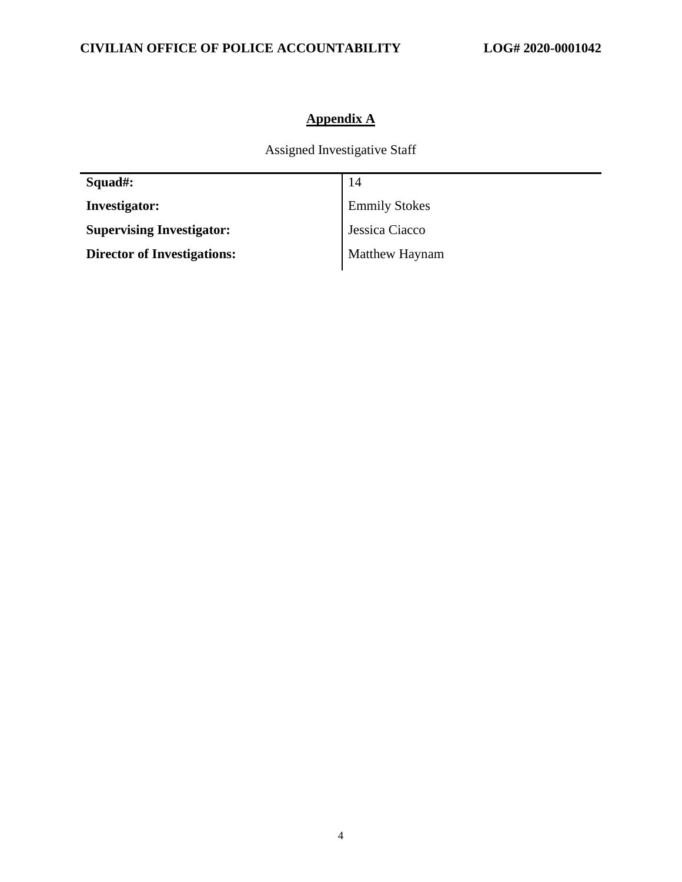## Appendix A

Assigned Investigative Staff

| | |
|---|---|
| **Squad#:** | 14 |
| **Investigator:** | Emmily Stokes |
| **Supervising Investigator:** | Jessica Ciacco |
| **Director of Investigations:** | Matthew Haynam |